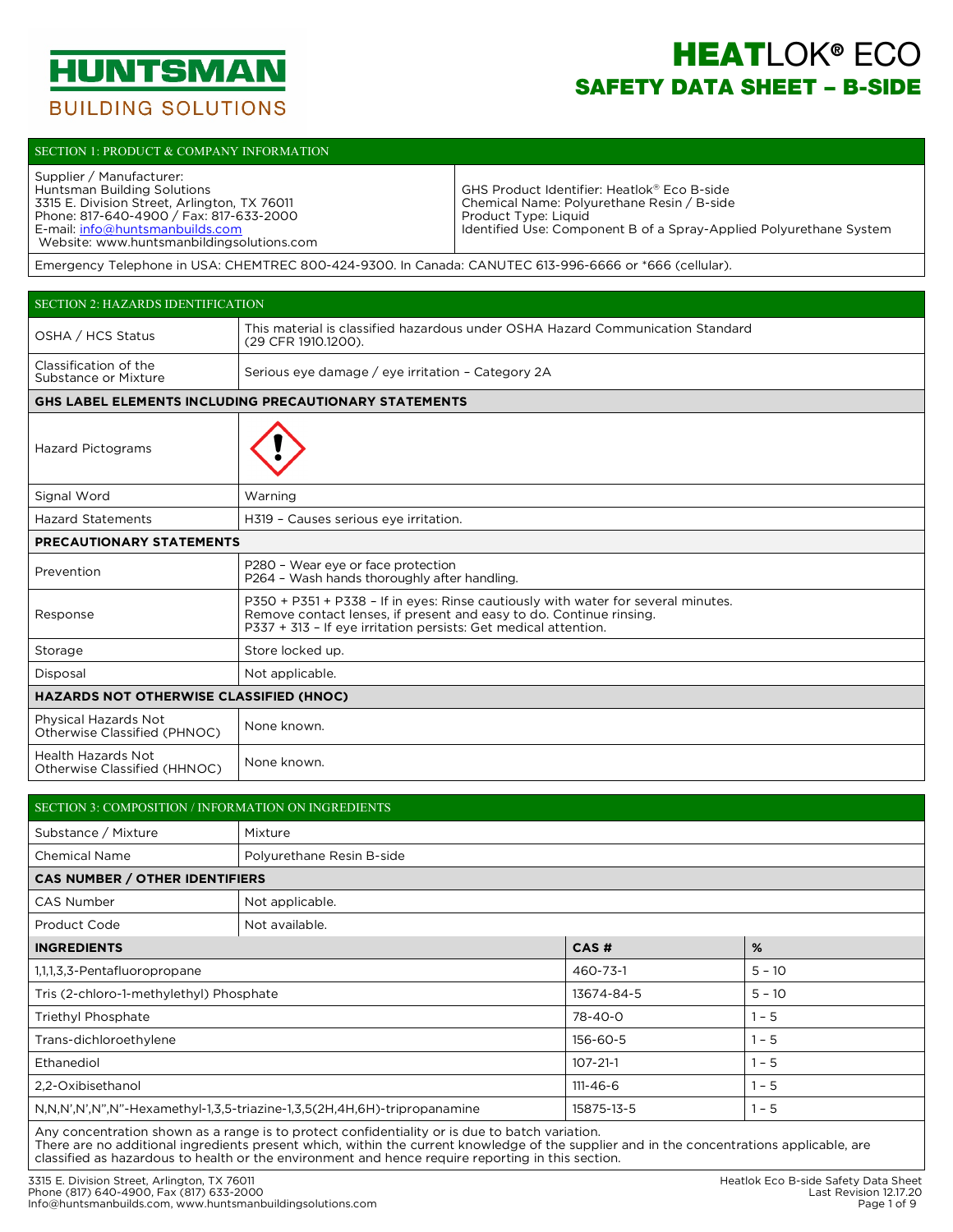# HUNTSMAN BUILDING SOLUTIONS

# HEATLOK® ECO
## SAFETY DATA SHEET – B-SIDE

## SECTION 1: PRODUCT & COMPANY INFORMATION

| Supplier / Manufacturer: | |
|---|---|
| Huntsman Building Solutions<br>3315 E. Division Street, Arlington, TX 76011<br>Phone: 817-640-4900 / Fax: 817-633-2000<br>E-mail: info@huntsmanbuilds.com<br>Website: www.huntsmanbuildingsolutions.com | GHS Product Identifier: Heatlok® Eco B-side<br>Chemical Name: Polyurethane Resin / B-side<br>Product Type: Liquid<br>Identified Use: Component B of a Spray-Applied Polyurethane System |

Emergency Telephone in USA: CHEMTREC 800-424-9300. In Canada: CANUTEC 613-996-6666 or *666 (cellular).

## SECTION 2: HAZARDS IDENTIFICATION

| | |
|---|---|
| OSHA / HCS Status | This material is classified hazardous under OSHA Hazard Communication Standard (29 CFR 1910.1200). |
| Classification of the Substance or Mixture | Serious eye damage / eye irritation – Category 2A |
| **GHS LABEL ELEMENTS INCLUDING PRECAUTIONARY STATEMENTS** | |
| Hazard Pictograms | (Exclamation mark pictogram) |
| Signal Word | Warning |
| Hazard Statements | H319 – Causes serious eye irritation. |
| **PRECAUTIONARY STATEMENTS** | |
| Prevention | P280 – Wear eye or face protection<br>P264 – Wash hands thoroughly after handling. |
| Response | P350 + P351 + P338 – If in eyes: Rinse cautiously with water for several minutes. Remove contact lenses, if present and easy to do. Continue rinsing.<br>P337 + 313 – If eye irritation persists: Get medical attention. |
| Storage | Store locked up. |
| Disposal | Not applicable. |
| **HAZARDS NOT OTHERWISE CLASSIFIED (HNOC)** | |
| Physical Hazards Not Otherwise Classified (PHNOC) | None known. |
| Health Hazards Not Otherwise Classified (HHNOC) | None known. |

## SECTION 3: COMPOSITION / INFORMATION ON INGREDIENTS

| | | |
|---|---|---|
| Substance / Mixture | Mixture | |
| Chemical Name | Polyurethane Resin B-side | |
| **CAS NUMBER / OTHER IDENTIFIERS** | | |
| CAS Number | Not applicable. | |
| Product Code | Not available. | |
| **INGREDIENTS** | **CAS #** | **%** |
| 1,1,1,3,3-Pentafluoropropane | 460-73-1 | 5 – 10 |
| Tris (2-chloro-1-methylethyl) Phosphate | 13674-84-5 | 5 – 10 |
| Triethyl Phosphate | 78-40-0 | 1 – 5 |
| Trans-dichloroethylene | 156-60-5 | 1 – 5 |
| Ethanediol | 107-21-1 | 1 – 5 |
| 2,2-Oxibisethanol | 111-46-6 | 1 – 5 |
| N,N,N',N',N",N"-Hexamethyl-1,3,5-triazine-1,3,5(2H,4H,6H)-tripropanamine | 15875-13-5 | 1 – 5 |

Any concentration shown as a range is to protect confidentiality or is due to batch variation.
There are no additional ingredients present which, within the current knowledge of the supplier and in the concentrations applicable, are classified as hazardous to health or the environment and hence require reporting in this section.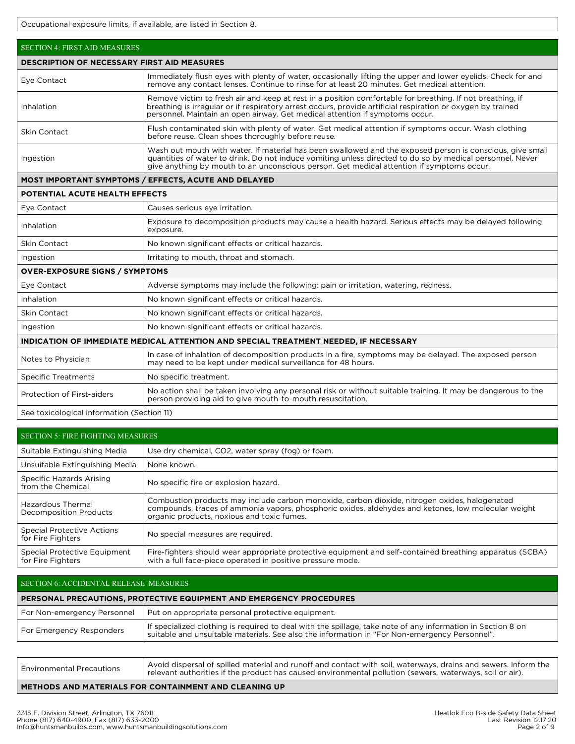Occupational exposure limits, if available, are listed in Section 8.

## SECTION 4: FIRST AID MEASURES

| DESCRIPTION OF NECESSARY FIRST AID MEASURES | |
|---|---|
| Eye Contact | Immediately flush eyes with plenty of water, occasionally lifting the upper and lower eyelids. Check for and remove any contact lenses. Continue to rinse for at least 20 minutes. Get medical attention. |
| Inhalation | Remove victim to fresh air and keep at rest in a position comfortable for breathing. If not breathing, if breathing is irregular or if respiratory arrest occurs, provide artificial respiration or oxygen by trained personnel. Maintain an open airway. Get medical attention if symptoms occur. |
| Skin Contact | Flush contaminated skin with plenty of water. Get medical attention if symptoms occur. Wash clothing before reuse. Clean shoes thoroughly before reuse. |
| Ingestion | Wash out mouth with water. If material has been swallowed and the exposed person is conscious, give small quantities of water to drink. Do not induce vomiting unless directed to do so by medical personnel. Never give anything by mouth to an unconscious person. Get medical attention if symptoms occur. |
| **MOST IMPORTANT SYMPTOMS / EFFECTS, ACUTE AND DELAYED** | |
| **POTENTIAL ACUTE HEALTH EFFECTS** | |
| Eye Contact | Causes serious eye irritation. |
| Inhalation | Exposure to decomposition products may cause a health hazard. Serious effects may be delayed following exposure. |
| Skin Contact | No known significant effects or critical hazards. |
| Ingestion | Irritating to mouth, throat and stomach. |
| **OVER-EXPOSURE SIGNS / SYMPTOMS** | |
| Eye Contact | Adverse symptoms may include the following: pain or irritation, watering, redness. |
| Inhalation | No known significant effects or critical hazards. |
| Skin Contact | No known significant effects or critical hazards. |
| Ingestion | No known significant effects or critical hazards. |
| **INDICATION OF IMMEDIATE MEDICAL ATTENTION AND SPECIAL TREATMENT NEEDED, IF NECESSARY** | |
| Notes to Physician | In case of inhalation of decomposition products in a fire, symptoms may be delayed. The exposed person may need to be kept under medical surveillance for 48 hours. |
| Specific Treatments | No specific treatment. |
| Protection of First-aiders | No action shall be taken involving any personal risk or without suitable training. It may be dangerous to the person providing aid to give mouth-to-mouth resuscitation. |
| See toxicological information (Section 11) | |

## SECTION 5: FIRE FIGHTING MEASURES

| | |
|---|---|
| Suitable Extinguishing Media | Use dry chemical, $CO_2$, water spray (fog) or foam. |
| Unsuitable Extinguishing Media | None known. |
| Specific Hazards Arising from the Chemical | No specific fire or explosion hazard. |
| Hazardous Thermal Decomposition Products | Combustion products may include carbon monoxide, carbon dioxide, nitrogen oxides, halogenated compounds, traces of ammonia vapors, phosphoric oxides, aldehydes and ketones, low molecular weight organic products, noxious and toxic fumes. |
| Special Protective Actions for Fire Fighters | No special measures are required. |
| Special Protective Equipment for Fire Fighters | Fire-fighters should wear appropriate protective equipment and self-contained breathing apparatus (SCBA) with a full face-piece operated in positive pressure mode. |

## SECTION 6: ACCIDENTAL RELEASE MEASURES

| PERSONAL PRECAUTIONS, PROTECTIVE EQUIPMENT AND EMERGENCY PROCEDURES | |
|---|---|
| For Non-emergency Personnel | Put on appropriate personal protective equipment. |
| For Emergency Responders | If specialized clothing is required to deal with the spillage, take note of any information in Section 8 on suitable and unsuitable materials. See also the information in "For Non-emergency Personnel". |

| | |
|---|---|
| Environmental Precautions | Avoid dispersal of spilled material and runoff and contact with soil, waterways, drains and sewers. Inform the relevant authorities if the product has caused environmental pollution (sewers, waterways, soil or air). |
| **METHODS AND MATERIALS FOR CONTAINMENT AND CLEANING UP** | |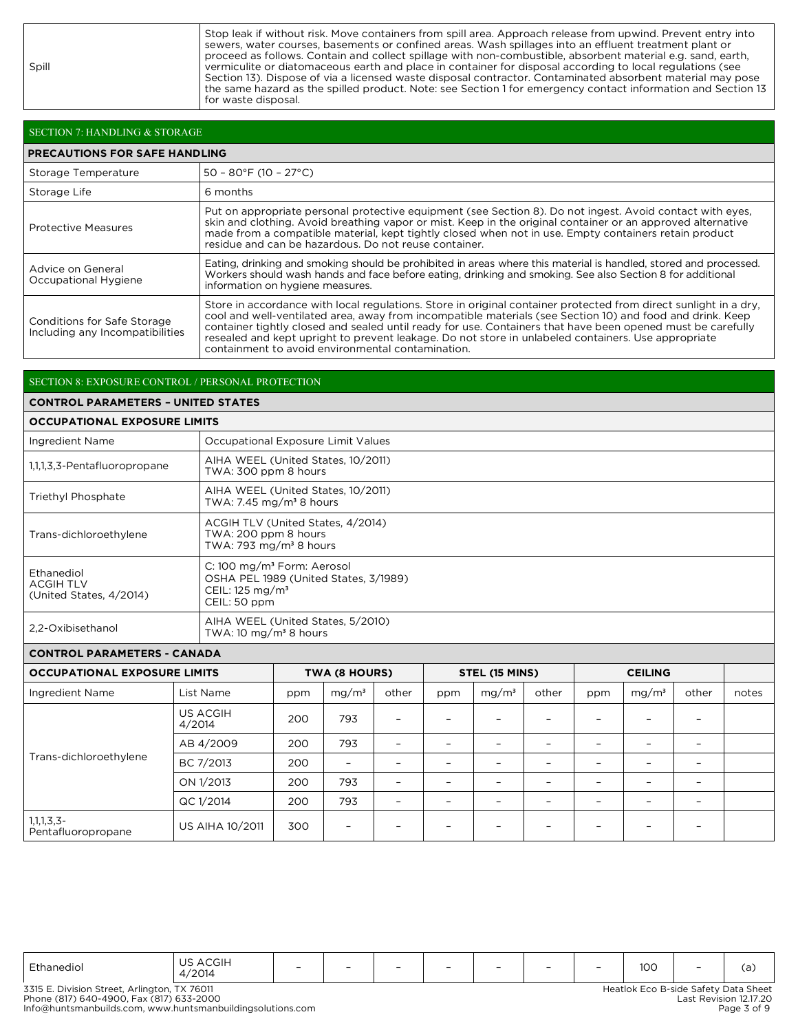| | |
|---|---|
| Spill | Stop leak if without risk. Move containers from spill area. Approach release from upwind. Prevent entry into sewers, water courses, basements or confined areas. Wash spillages into an effluent treatment plant or proceed as follows. Contain and collect spillage with non-combustible, absorbent material e.g. sand, earth, vermiculite or diatomaceous earth and place in container for disposal according to local regulations (see Section 13). Dispose of via a licensed waste disposal contractor. Contaminated absorbent material may pose the same hazard as the spilled product. Note: see Section 1 for emergency contact information and Section 13 for waste disposal. |

## SECTION 7: HANDLING & STORAGE

**PRECAUTIONS FOR SAFE HANDLING**

| | |
|---|---|
| Storage Temperature | 50 – 80°F (10 – 27°C) |
| Storage Life | 6 months |
| Protective Measures | Put on appropriate personal protective equipment (see Section 8). Do not ingest. Avoid contact with eyes, skin and clothing. Avoid breathing vapor or mist. Keep in the original container or an approved alternative made from a compatible material, kept tightly closed when not in use. Empty containers retain product residue and can be hazardous. Do not reuse container. |
| Advice on General Occupational Hygiene | Eating, drinking and smoking should be prohibited in areas where this material is handled, stored and processed. Workers should wash hands and face before eating, drinking and smoking. See also Section 8 for additional information on hygiene measures. |
| Conditions for Safe Storage Including any Incompatibilities | Store in accordance with local regulations. Store in original container protected from direct sunlight in a dry, cool and well-ventilated area, away from incompatible materials (see Section 10) and food and drink. Keep container tightly closed and sealed until ready for use. Containers that have been opened must be carefully resealed and kept upright to prevent leakage. Do not store in unlabeled containers. Use appropriate containment to avoid environmental contamination. |

## SECTION 8: EXPOSURE CONTROL / PERSONAL PROTECTION

**CONTROL PARAMETERS – UNITED STATES**

**OCCUPATIONAL EXPOSURE LIMITS**

| Ingredient Name | Occupational Exposure Limit Values |
|---|---|
| 1,1,1,3,3-Pentafluoropropane | AIHA WEEL (United States, 10/2011)<br>TWA: 300 ppm 8 hours |
| Triethyl Phosphate | AIHA WEEL (United States, 10/2011)<br>TWA: 7.45 mg/m³ 8 hours |
| Trans-dichloroethylene | ACGIH TLV (United States, 4/2014)<br>TWA: 200 ppm 8 hours<br>TWA: 793 mg/m³ 8 hours |
| Ethanediol<br>ACGIH TLV<br>(United States, 4/2014) | C: 100 mg/m³ Form: Aerosol<br>OSHA PEL 1989 (United States, 3/1989)<br>CEIL: 125 mg/m³<br>CEIL: 50 ppm |
| 2,2-Oxibisethanol | AIHA WEEL (United States, 5/2010)<br>TWA: 10 mg/m³ 8 hours |

**CONTROL PARAMETERS - CANADA**

| OCCUPATIONAL EXPOSURE LIMITS | | TWA (8 HOURS) | | | STEL (15 MINS) | | | CEILING | | | |
|---|---|---|---|---|---|---|---|---|---|---|---|
| Ingredient Name | List Name | ppm | mg/m³ | other | ppm | mg/m³ | other | ppm | mg/m³ | other | notes |
| Trans-dichloroethylene | US ACGIH 4/2014 | 200 | 793 | – | – | – | – | – | – | – | |
| | AB 4/2009 | 200 | 793 | – | – | – | – | – | – | – | |
| | BC 7/2013 | 200 | – | – | – | – | – | – | – | – | |
| | ON 1/2013 | 200 | 793 | – | – | – | – | – | – | – | |
| | QC 1/2014 | 200 | 793 | – | – | – | – | – | – | – | |
| 1,1,1,3,3-Pentafluoropropane | US AIHA 10/2011 | 300 | – | – | – | – | – | – | – | – | |
| Ethanediol | US ACGIH 4/2014 | – | – | – | – | – | – | – | 100 | – | (a) |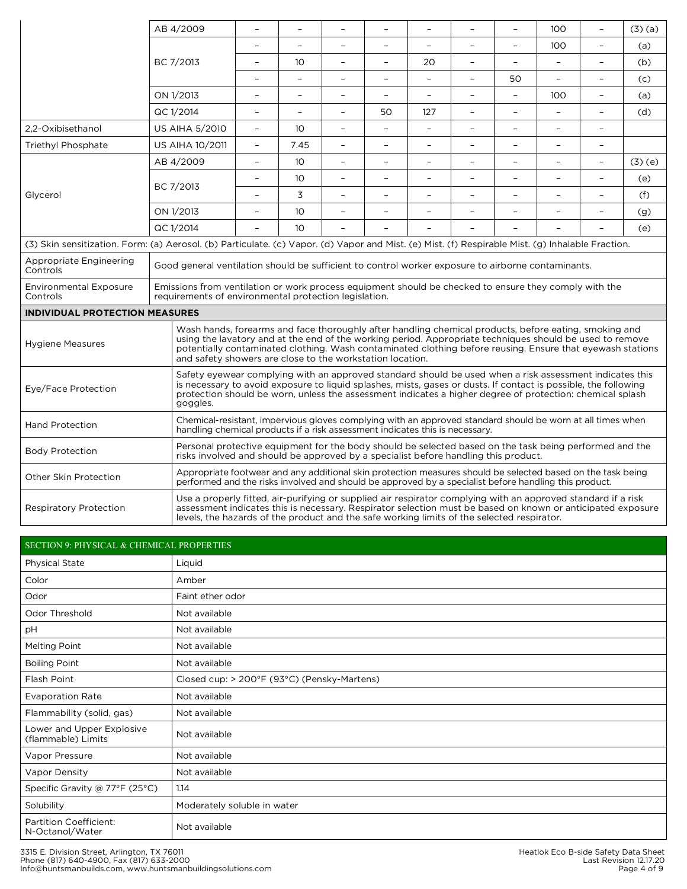| | | | | | | | | | | | |
|---|---|---|---|---|---|---|---|---|---|---|---|
| | AB 4/2009 | – | – | – | – | – | – | – | 100 | – | (3) (a) |
| | BC 7/2013 | – | – | – | – | – | – | – | 100 | – | (a) |
| | | – | 10 | – | – | 20 | – | – | – | – | (b) |
| | | – | – | – | – | – | – | 50 | – | – | (c) |
| | ON 1/2013 | – | – | – | – | – | – | – | 100 | – | (a) |
| | QC 1/2014 | – | – | – | 50 | 127 | – | – | – | – | (d) |
| 2,2-Oxibisethanol | US AIHA 5/2010 | – | 10 | – | – | – | – | – | – | – | |
| Triethyl Phosphate | US AIHA 10/2011 | – | 7.45 | – | – | – | – | – | – | – | |
| Glycerol | AB 4/2009 | – | 10 | – | – | – | – | – | – | – | (3) (e) |
| | BC 7/2013 | – | 10 | – | – | – | – | – | – | – | (e) |
| | | – | 3 | – | – | – | – | – | – | – | (f) |
| | ON 1/2013 | – | 10 | – | – | – | – | – | – | – | (g) |
| | QC 1/2014 | – | 10 | – | – | – | – | – | – | – | (e) |

(3) Skin sensitization. Form: (a) Aerosol. (b) Particulate. (c) Vapor. (d) Vapor and Mist. (e) Mist. (f) Respirable Mist. (g) Inhalable Fraction.

| | |
|---|---|
| Appropriate Engineering Controls | Good general ventilation should be sufficient to control worker exposure to airborne contaminants. |
| Environmental Exposure Controls | Emissions from ventilation or work process equipment should be checked to ensure they comply with the requirements of environmental protection legislation. |

**INDIVIDUAL PROTECTION MEASURES**

| | |
|---|---|
| Hygiene Measures | Wash hands, forearms and face thoroughly after handling chemical products, before eating, smoking and using the lavatory and at the end of the working period. Appropriate techniques should be used to remove potentially contaminated clothing. Wash contaminated clothing before reusing. Ensure that eyewash stations and safety showers are close to the workstation location. |
| Eye/Face Protection | Safety eyewear complying with an approved standard should be used when a risk assessment indicates this is necessary to avoid exposure to liquid splashes, mists, gases or dusts. If contact is possible, the following protection should be worn, unless the assessment indicates a higher degree of protection: chemical splash goggles. |
| Hand Protection | Chemical-resistant, impervious gloves complying with an approved standard should be worn at all times when handling chemical products if a risk assessment indicates this is necessary. |
| Body Protection | Personal protective equipment for the body should be selected based on the task being performed and the risks involved and should be approved by a specialist before handling this product. |
| Other Skin Protection | Appropriate footwear and any additional skin protection measures should be selected based on the task being performed and the risks involved and should be approved by a specialist before handling this product. |
| Respiratory Protection | Use a properly fitted, air-purifying or supplied air respirator complying with an approved standard if a risk assessment indicates this is necessary. Respirator selection must be based on known or anticipated exposure levels, the hazards of the product and the safe working limits of the selected respirator. |

## SECTION 9: PHYSICAL & CHEMICAL PROPERTIES

| | |
|---|---|
| Physical State | Liquid |
| Color | Amber |
| Odor | Faint ether odor |
| Odor Threshold | Not available |
| pH | Not available |
| Melting Point | Not available |
| Boiling Point | Not available |
| Flash Point | Closed cup: > 200°F (93°C) (Pensky-Martens) |
| Evaporation Rate | Not available |
| Flammability (solid, gas) | Not available |
| Lower and Upper Explosive (flammable) Limits | Not available |
| Vapor Pressure | Not available |
| Vapor Density | Not available |
| Specific Gravity @ 77°F (25°C) | 1.14 |
| Solubility | Moderately soluble in water |
| Partition Coefficient: N-Octanol/Water | Not available |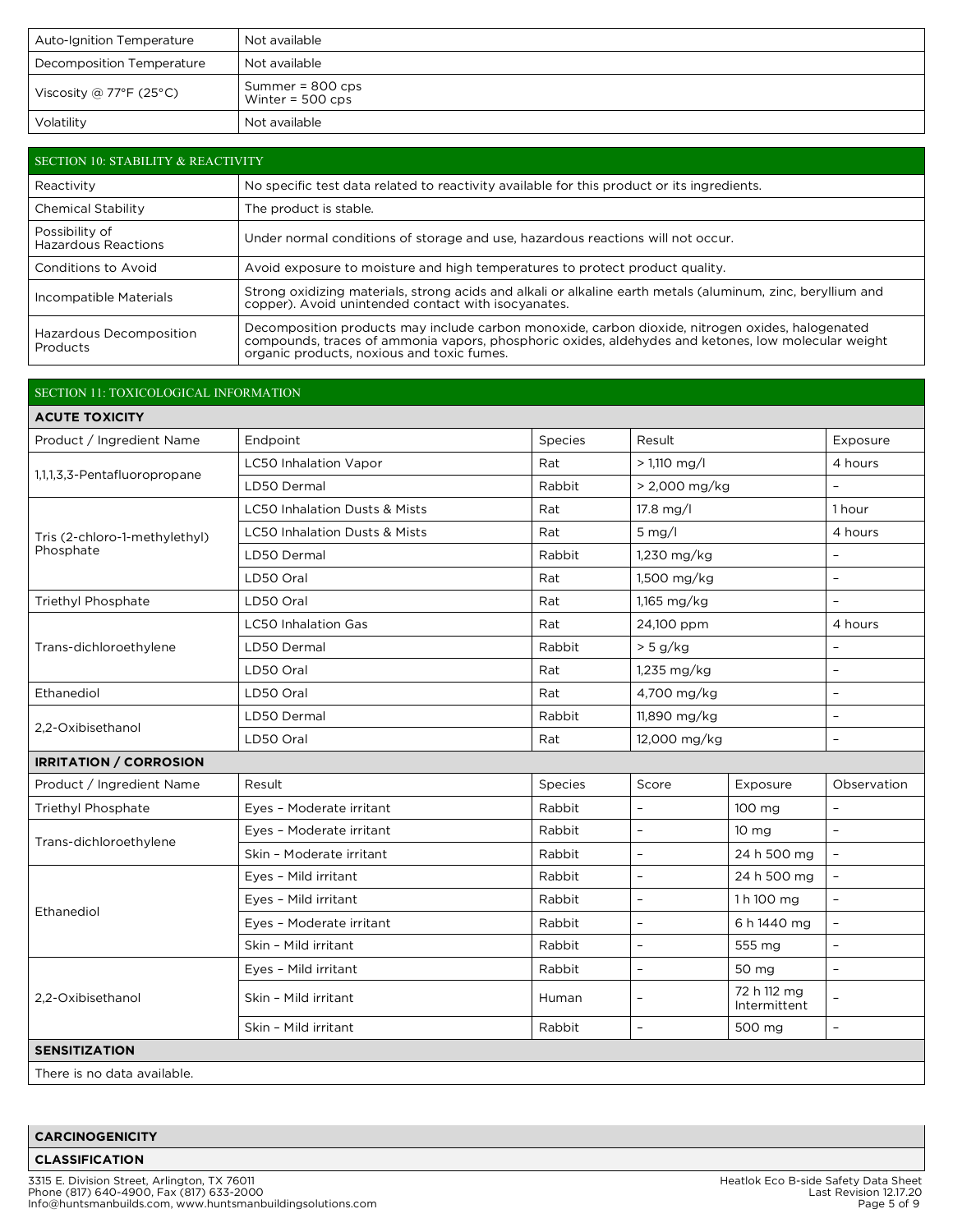| Auto-Ignition Temperature | Not available |
|---|---|
| Decomposition Temperature | Not available |
| Viscosity @ 77°F (25°C) | Summer = 800 cps<br>Winter = 500 cps |
| Volatility | Not available |

## SECTION 10: STABILITY & REACTIVITY

| | |
|---|---|
| Reactivity | No specific test data related to reactivity available for this product or its ingredients. |
| Chemical Stability | The product is stable. |
| Possibility of Hazardous Reactions | Under normal conditions of storage and use, hazardous reactions will not occur. |
| Conditions to Avoid | Avoid exposure to moisture and high temperatures to protect product quality. |
| Incompatible Materials | Strong oxidizing materials, strong acids and alkali or alkaline earth metals (aluminum, zinc, beryllium and copper). Avoid unintended contact with isocyanates. |
| Hazardous Decomposition Products | Decomposition products may include carbon monoxide, carbon dioxide, nitrogen oxides, halogenated compounds, traces of ammonia vapors, phosphoric oxides, aldehydes and ketones, low molecular weight organic products, noxious and toxic fumes. |

## SECTION 11: TOXICOLOGICAL INFORMATION

**ACUTE TOXICITY**

| Product / Ingredient Name | Endpoint | Species | Result | Exposure |
|---|---|---|---|---|
| 1,1,1,3,3-Pentafluoropropane | LC50 Inhalation Vapor | Rat | > 1,110 mg/l | 4 hours |
| | LD50 Dermal | Rabbit | > 2,000 mg/kg | – |
| Tris (2-chloro-1-methylethyl) Phosphate | LC50 Inhalation Dusts & Mists | Rat | 17.8 mg/l | 1 hour |
| | LC50 Inhalation Dusts & Mists | Rat | 5 mg/l | 4 hours |
| | LD50 Dermal | Rabbit | 1,230 mg/kg | – |
| | LD50 Oral | Rat | 1,500 mg/kg | – |
| Triethyl Phosphate | LD50 Oral | Rat | 1,165 mg/kg | – |
| Trans-dichloroethylene | LC50 Inhalation Gas | Rat | 24,100 ppm | 4 hours |
| | LD50 Dermal | Rabbit | > 5 g/kg | – |
| | LD50 Oral | Rat | 1,235 mg/kg | – |
| Ethanediol | LD50 Oral | Rat | 4,700 mg/kg | – |
| 2,2-Oxibisethanol | LD50 Dermal | Rabbit | 11,890 mg/kg | – |
| | LD50 Oral | Rat | 12,000 mg/kg | – |

**IRRITATION / CORROSION**

| Product / Ingredient Name | Result | Species | Score | Exposure | Observation |
|---|---|---|---|---|---|
| Triethyl Phosphate | Eyes – Moderate irritant | Rabbit | – | 100 mg | – |
| Trans-dichloroethylene | Eyes – Moderate irritant | Rabbit | – | 10 mg | – |
| | Skin – Moderate irritant | Rabbit | – | 24 h 500 mg | – |
| Ethanediol | Eyes – Mild irritant | Rabbit | – | 24 h 500 mg | – |
| | Eyes – Mild irritant | Rabbit | – | 1 h 100 mg | – |
| | Eyes – Moderate irritant | Rabbit | – | 6 h 1440 mg | – |
| | Skin – Mild irritant | Rabbit | – | 555 mg | – |
| 2,2-Oxibisethanol | Eyes – Mild irritant | Rabbit | – | 50 mg | – |
| | Skin – Mild irritant | Human | – | 72 h 112 mg Intermittent | – |
| | Skin – Mild irritant | Rabbit | – | 500 mg | – |

**SENSITIZATION**

There is no data available.

**CARCINOGENICITY**

**CLASSIFICATION**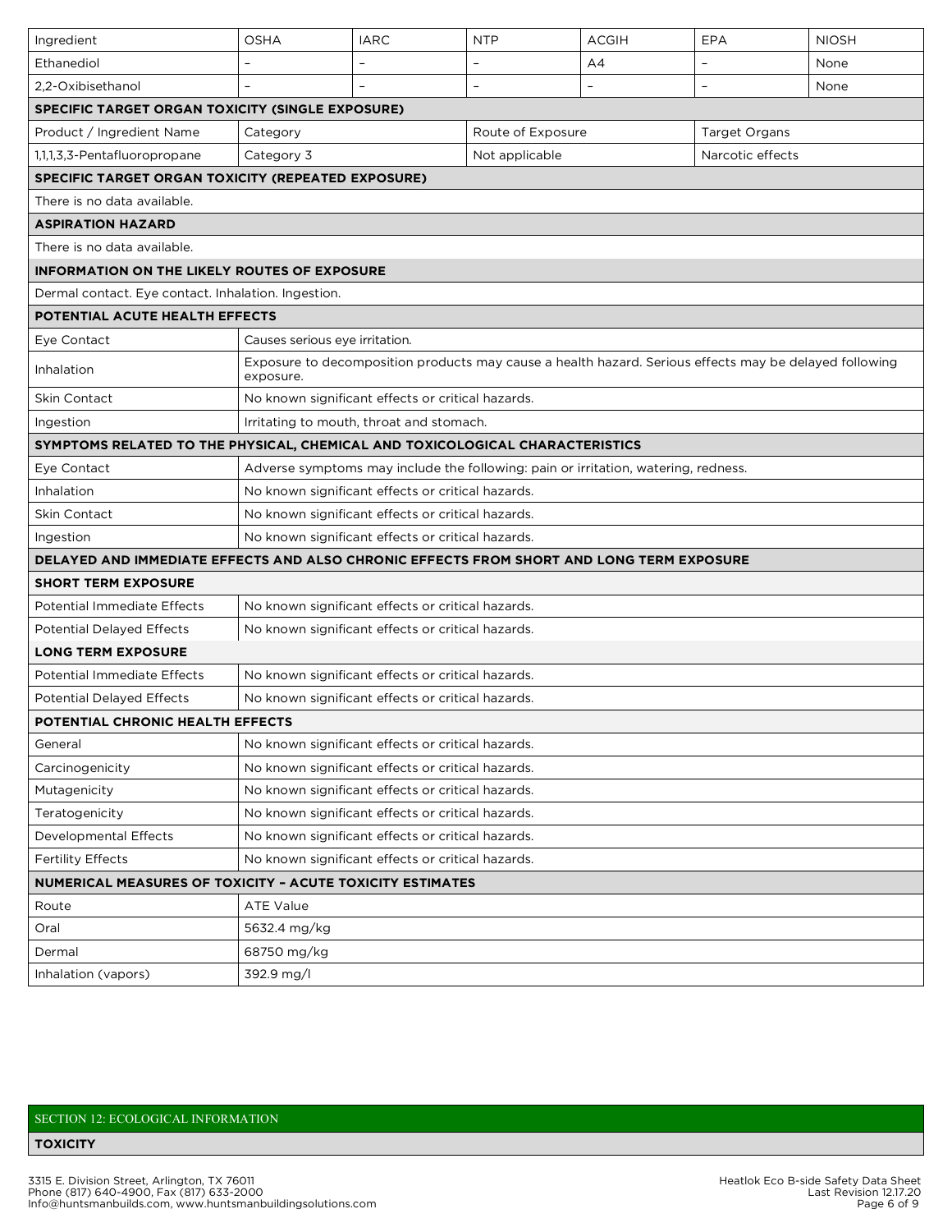| Ingredient | OSHA | IARC | NTP | ACGIH | EPA | NIOSH |
|---|---|---|---|---|---|---|
| Ethanediol | – | – | – | A4 | – | None |
| 2,2-Oxibisethanol | – | – | – | – | – | None |

**SPECIFIC TARGET ORGAN TOXICITY (SINGLE EXPOSURE)**

| Product / Ingredient Name | Category | Route of Exposure | Target Organs |
|---|---|---|---|
| 1,1,1,3,3-Pentafluoropropane | Category 3 | Not applicable | Narcotic effects |

**SPECIFIC TARGET ORGAN TOXICITY (REPEATED EXPOSURE)**

There is no data available.

**ASPIRATION HAZARD**

There is no data available.

**INFORMATION ON THE LIKELY ROUTES OF EXPOSURE**

Dermal contact. Eye contact. Inhalation. Ingestion.

**POTENTIAL ACUTE HEALTH EFFECTS**

| | |
|---|---|
| Eye Contact | Causes serious eye irritation. |
| Inhalation | Exposure to decomposition products may cause a health hazard. Serious effects may be delayed following exposure. |
| Skin Contact | No known significant effects or critical hazards. |
| Ingestion | Irritating to mouth, throat and stomach. |

**SYMPTOMS RELATED TO THE PHYSICAL, CHEMICAL AND TOXICOLOGICAL CHARACTERISTICS**

| | |
|---|---|
| Eye Contact | Adverse symptoms may include the following: pain or irritation, watering, redness. |
| Inhalation | No known significant effects or critical hazards. |
| Skin Contact | No known significant effects or critical hazards. |
| Ingestion | No known significant effects or critical hazards. |

**DELAYED AND IMMEDIATE EFFECTS AND ALSO CHRONIC EFFECTS FROM SHORT AND LONG TERM EXPOSURE**

**SHORT TERM EXPOSURE**

| | |
|---|---|
| Potential Immediate Effects | No known significant effects or critical hazards. |
| Potential Delayed Effects | No known significant effects or critical hazards. |

**LONG TERM EXPOSURE**

| | |
|---|---|
| Potential Immediate Effects | No known significant effects or critical hazards. |
| Potential Delayed Effects | No known significant effects or critical hazards. |

**POTENTIAL CHRONIC HEALTH EFFECTS**

| | |
|---|---|
| General | No known significant effects or critical hazards. |
| Carcinogenicity | No known significant effects or critical hazards. |
| Mutagenicity | No known significant effects or critical hazards. |
| Teratogenicity | No known significant effects or critical hazards. |
| Developmental Effects | No known significant effects or critical hazards. |
| Fertility Effects | No known significant effects or critical hazards. |

**NUMERICAL MEASURES OF TOXICITY – ACUTE TOXICITY ESTIMATES**

| Route | ATE Value |
|---|---|
| Oral | 5632.4 mg/kg |
| Dermal | 68750 mg/kg |
| Inhalation (vapors) | 392.9 mg/l |

## SECTION 12: ECOLOGICAL INFORMATION

**TOXICITY**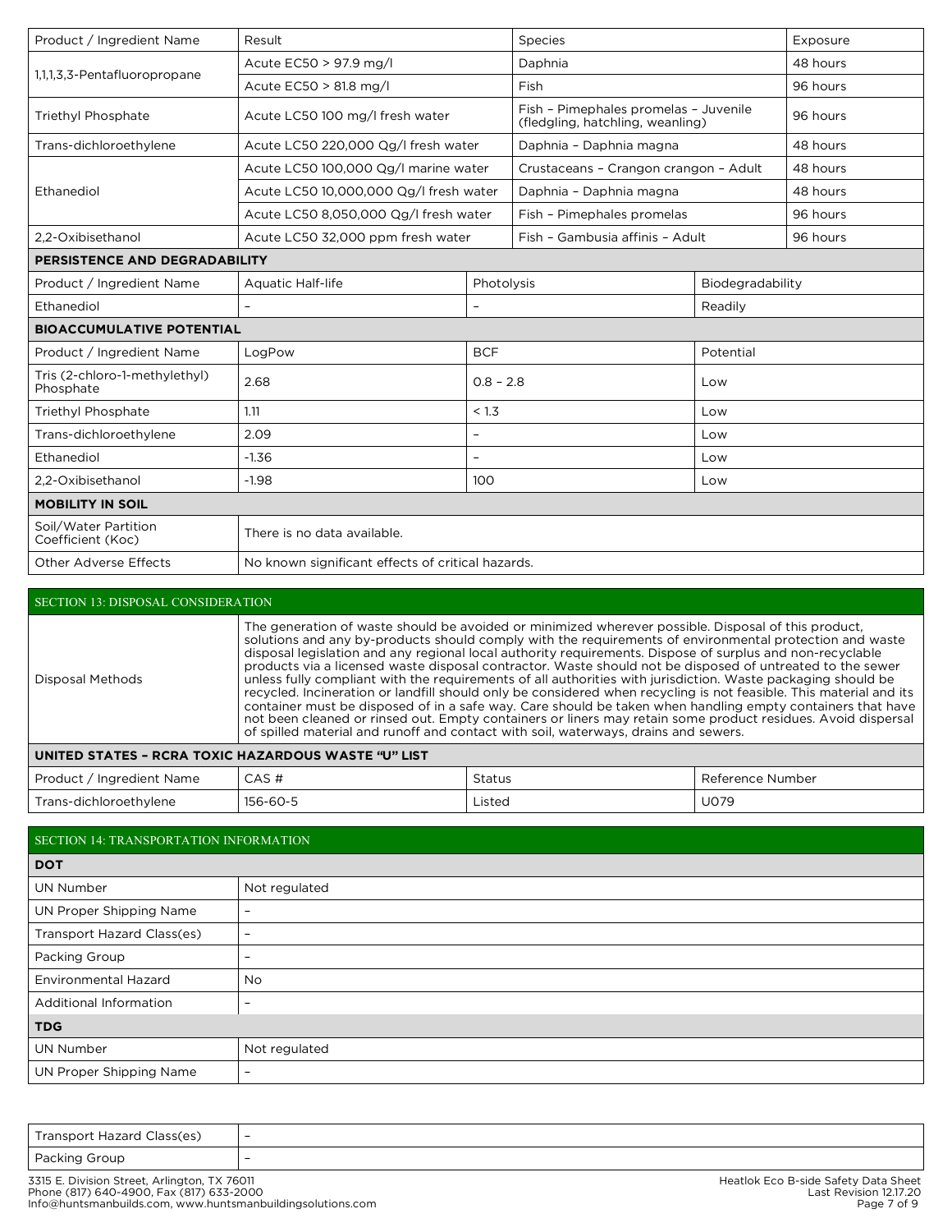| Product / Ingredient Name | Result | Species | Exposure |
|---|---|---|---|
| 1,1,1,3,3-Pentafluoropropane | Acute EC50 > 97.9 mg/l | Daphnia | 48 hours |
| | Acute EC50 > 81.8 mg/l | Fish | 96 hours |
| Triethyl Phosphate | Acute LC50 100 mg/l fresh water | Fish – Pimephales promelas – Juvenile (fledgling, hatchling, weanling) | 96 hours |
| Trans-dichloroethylene | Acute LC50 220,000 Qg/l fresh water | Daphnia – Daphnia magna | 48 hours |
| Ethanediol | Acute LC50 100,000 Qg/l marine water | Crustaceans – Crangon crangon – Adult | 48 hours |
| | Acute LC50 10,000,000 Qg/l fresh water | Daphnia – Daphnia magna | 48 hours |
| | Acute LC50 8,050,000 Qg/l fresh water | Fish – Pimephales promelas | 96 hours |
| 2,2-Oxibisethanol | Acute LC50 32,000 ppm fresh water | Fish – Gambusia affinis – Adult | 96 hours |

**PERSISTENCE AND DEGRADABILITY**

| Product / Ingredient Name | Aquatic Half-life | Photolysis | Biodegradability |
|---|---|---|---|
| Ethanediol | – | – | Readily |

**BIOACCUMULATIVE POTENTIAL**

| Product / Ingredient Name | LogPow | BCF | Potential |
|---|---|---|---|
| Tris (2-chloro-1-methylethyl) Phosphate | 2.68 | 0.8 – 2.8 | Low |
| Triethyl Phosphate | 1.11 | < 1.3 | Low |
| Trans-dichloroethylene | 2.09 | – | Low |
| Ethanediol | -1.36 | – | Low |
| 2,2-Oxibisethanol | -1.98 | 100 | Low |

**MOBILITY IN SOIL**

| | |
|---|---|
| Soil/Water Partition Coefficient (Koc) | There is no data available. |
| Other Adverse Effects | No known significant effects of critical hazards. |

## SECTION 13: DISPOSAL CONSIDERATION

| | |
|---|---|
| Disposal Methods | The generation of waste should be avoided or minimized wherever possible. Disposal of this product, solutions and any by-products should comply with the requirements of environmental protection and waste disposal legislation and any regional local authority requirements. Dispose of surplus and non-recyclable products via a licensed waste disposal contractor. Waste should not be disposed of untreated to the sewer unless fully compliant with the requirements of all authorities with jurisdiction. Waste packaging should be recycled. Incineration or landfill should only be considered when recycling is not feasible. This material and its container must be disposed of in a safe way. Care should be taken when handling empty containers that have not been cleaned or rinsed out. Empty containers or liners may retain some product residues. Avoid dispersal of spilled material and runoff and contact with soil, waterways, drains and sewers. |

**UNITED STATES – RCRA TOXIC HAZARDOUS WASTE "U" LIST**

| Product / Ingredient Name | CAS # | Status | Reference Number |
|---|---|---|---|
| Trans-dichloroethylene | 156-60-5 | Listed | U079 |

## SECTION 14: TRANSPORTATION INFORMATION

**DOT**

| | |
|---|---|
| UN Number | Not regulated |
| UN Proper Shipping Name | – |
| Transport Hazard Class(es) | – |
| Packing Group | – |
| Environmental Hazard | No |
| Additional Information | – |

**TDG**

| | |
|---|---|
| UN Number | Not regulated |
| UN Proper Shipping Name | – |
| Transport Hazard Class(es) | – |
| Packing Group | – |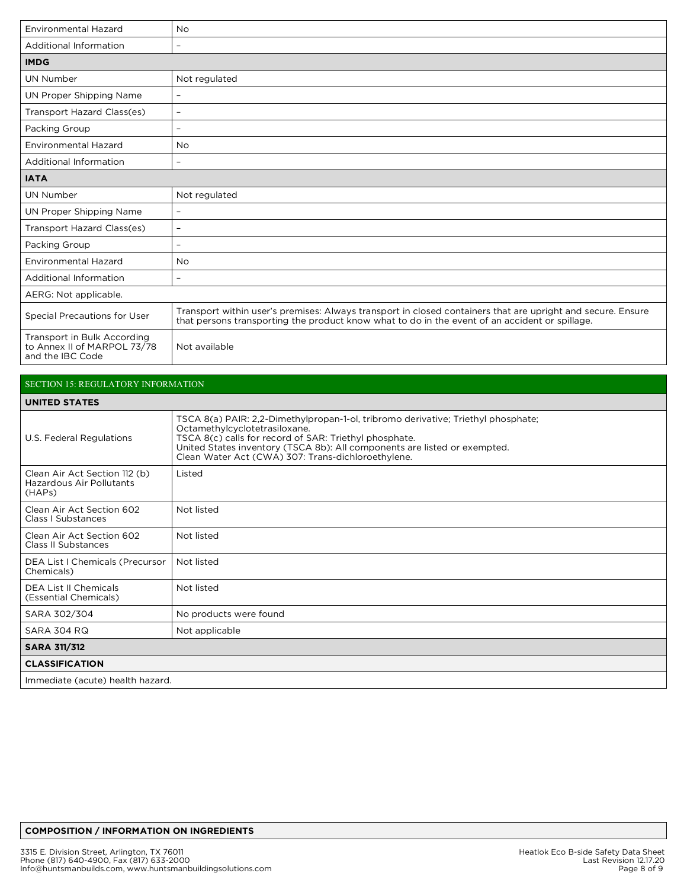| | |
|---|---|
| Environmental Hazard | No |
| Additional Information | – |
| **IMDG** | |
| UN Number | Not regulated |
| UN Proper Shipping Name | – |
| Transport Hazard Class(es) | – |
| Packing Group | – |
| Environmental Hazard | No |
| Additional Information | – |
| **IATA** | |
| UN Number | Not regulated |
| UN Proper Shipping Name | – |
| Transport Hazard Class(es) | – |
| Packing Group | – |
| Environmental Hazard | No |
| Additional Information | – |
| AERG: Not applicable. | |
| Special Precautions for User | Transport within user's premises: Always transport in closed containers that are upright and secure. Ensure that persons transporting the product know what to do in the event of an accident or spillage. |
| Transport in Bulk According to Annex II of MARPOL 73/78 and the IBC Code | Not available |

## SECTION 15: REGULATORY INFORMATION

| **UNITED STATES** | |
|---|---|
| U.S. Federal Regulations | TSCA 8(a) PAIR: 2,2-Dimethylpropan-1-ol, tribromo derivative; Triethyl phosphate; Octamethylcyclotetrasiloxane.<br>TSCA 8(c) calls for record of SAR: Triethyl phosphate.<br>United States inventory (TSCA 8b): All components are listed or exempted.<br>Clean Water Act (CWA) 307: Trans-dichloroethylene. |
| Clean Air Act Section 112 (b) Hazardous Air Pollutants (HAPs) | Listed |
| Clean Air Act Section 602 Class I Substances | Not listed |
| Clean Air Act Section 602 Class II Substances | Not listed |
| DEA List I Chemicals (Precursor Chemicals) | Not listed |
| DEA List II Chemicals (Essential Chemicals) | Not listed |
| SARA 302/304 | No products were found |
| SARA 304 RQ | Not applicable |
| **SARA 311/312** | |
| **CLASSIFICATION** | |
| Immediate (acute) health hazard. | |

**COMPOSITION / INFORMATION ON INGREDIENTS**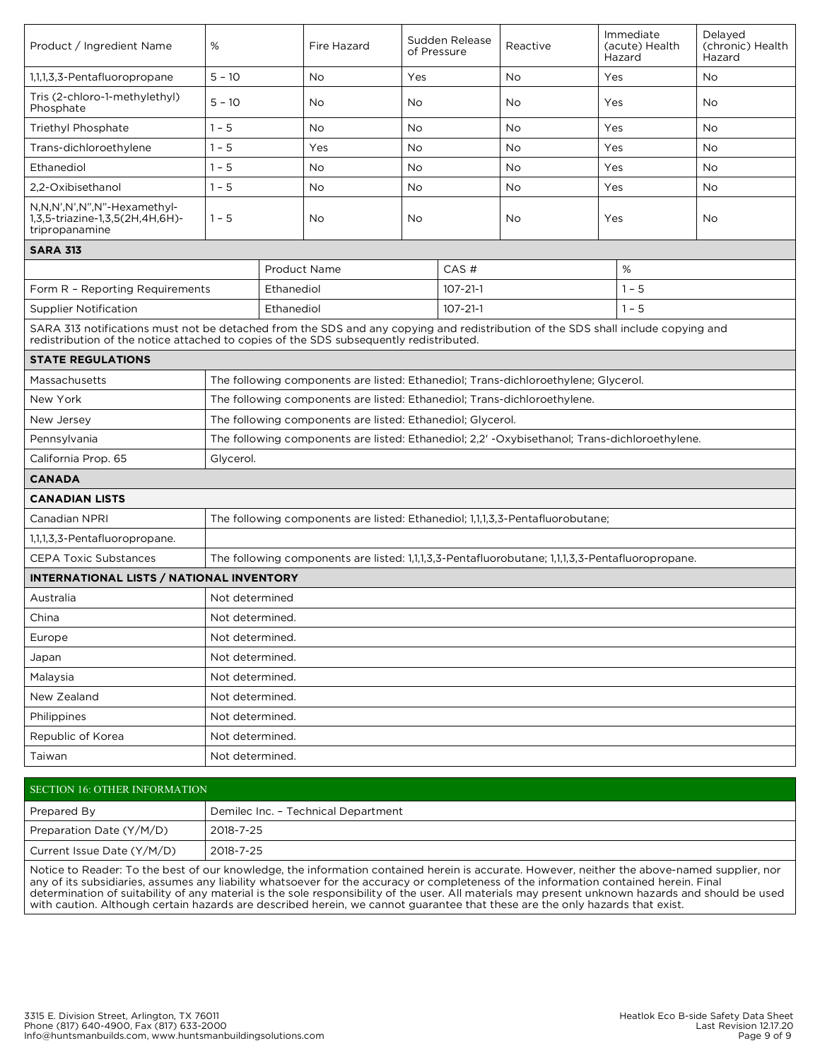| Product / Ingredient Name | % | Fire Hazard | Sudden Release of Pressure | Reactive | Immediate (acute) Health Hazard | Delayed (chronic) Health Hazard |
|---|---|---|---|---|---|---|
| 1,1,1,3,3-Pentafluoropropane | 5 – 10 | No | Yes | No | Yes | No |
| Tris (2-chloro-1-methylethyl) Phosphate | 5 – 10 | No | No | No | Yes | No |
| Triethyl Phosphate | 1 – 5 | No | No | No | Yes | No |
| Trans-dichloroethylene | 1 – 5 | Yes | No | No | Yes | No |
| Ethanediol | 1 – 5 | No | No | No | Yes | No |
| 2,2-Oxibisethanol | 1 – 5 | No | No | No | Yes | No |
| N,N,N',N',N",N"-Hexamethyl-1,3,5-triazine-1,3,5(2H,4H,6H)-tripropanamine | 1 – 5 | No | No | No | Yes | No |

**SARA 313**

| | Product Name | CAS # | % |
|---|---|---|---|
| Form R – Reporting Requirements | Ethanediol | 107-21-1 | 1 – 5 |
| Supplier Notification | Ethanediol | 107-21-1 | 1 – 5 |

SARA 313 notifications must not be detached from the SDS and any copying and redistribution of the SDS shall include copying and redistribution of the notice attached to copies of the SDS subsequently redistributed.

**STATE REGULATIONS**

| | |
|---|---|
| Massachusetts | The following components are listed: Ethanediol; Trans-dichloroethylene; Glycerol. |
| New York | The following components are listed: Ethanediol; Trans-dichloroethylene. |
| New Jersey | The following components are listed: Ethanediol; Glycerol. |
| Pennsylvania | The following components are listed: Ethanediol; 2,2' -Oxybisethanol; Trans-dichloroethylene. |
| California Prop. 65 | Glycerol. |

**CANADA**

**CANADIAN LISTS**

| | |
|---|---|
| Canadian NPRI | The following components are listed: Ethanediol; 1,1,1,3,3-Pentafluorobutane; |
| 1,1,1,3,3-Pentafluoropropane. | |
| CEPA Toxic Substances | The following components are listed: 1,1,1,3,3-Pentafluorobutane; 1,1,1,3,3-Pentafluoropropane. |

**INTERNATIONAL LISTS / NATIONAL INVENTORY**

| | |
|---|---|
| Australia | Not determined |
| China | Not determined. |
| Europe | Not determined. |
| Japan | Not determined. |
| Malaysia | Not determined. |
| New Zealand | Not determined. |
| Philippines | Not determined. |
| Republic of Korea | Not determined. |
| Taiwan | Not determined. |

## SECTION 16: OTHER INFORMATION

| | |
|---|---|
| Prepared By | Demilec Inc. – Technical Department |
| Preparation Date (Y/M/D) | 2018-7-25 |
| Current Issue Date (Y/M/D) | 2018-7-25 |

Notice to Reader: To the best of our knowledge, the information contained herein is accurate. However, neither the above-named supplier, nor any of its subsidiaries, assumes any liability whatsoever for the accuracy or completeness of the information contained herein. Final determination of suitability of any material is the sole responsibility of the user. All materials may present unknown hazards and should be used with caution. Although certain hazards are described herein, we cannot guarantee that these are the only hazards that exist.

3315 E. Division Street, Arlington, TX 76011
Phone (817) 640-4900, Fax (817) 633-2000
Info@huntsmanbuilds.com, www.huntsmanbuildingsolutions.com

Heatlok Eco B-side Safety Data Sheet
Last Revision 12.17.20